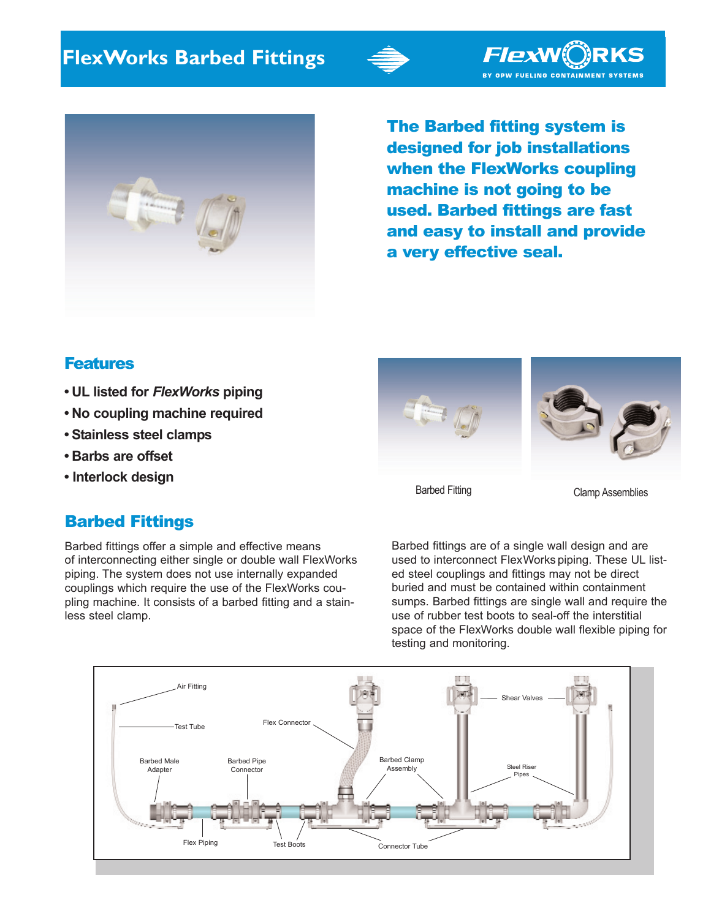# FlexWorks Barbed Fittings

**The Barbed fitting system is designed for job installations when the FlexWorks coupling machine is not going to be used. Barbed fittings are fast and easy to install and provide a very effective seal.**

## Features

- **UL listed for *FlexWorks* piping**
- **No coupling machine required**
- **Stainless steel clamps**
- **Barbs are offset**
- **Interlock design**

Barbed Fitting

Clamp Assemblies

## Barbed Fittings

Barbed fittings offer a simple and effective means of interconnecting either single or double wall FlexWorks piping. The system does not use internally expanded couplings which require the use of the FlexWorks coupling machine. It consists of a barbed fitting and a stainless steel clamp.

Barbed fittings are of a single wall design and are used to interconnect FlexWorks piping. These UL listed steel couplings and fittings may not be direct buried and must be contained within containment sumps. Barbed fittings are single wall and require the use of rubber test boots to seal-off the interstitial space of the FlexWorks double wall flexible piping for testing and monitoring.

Air Fitting · Test Tube · Flex Connector · Shear Valves · Barbed Male Adapter · Barbed Pipe Connector · Barbed Clamp Assembly · Steel Riser Pipes · Flex Piping · Test Boots · Connector Tube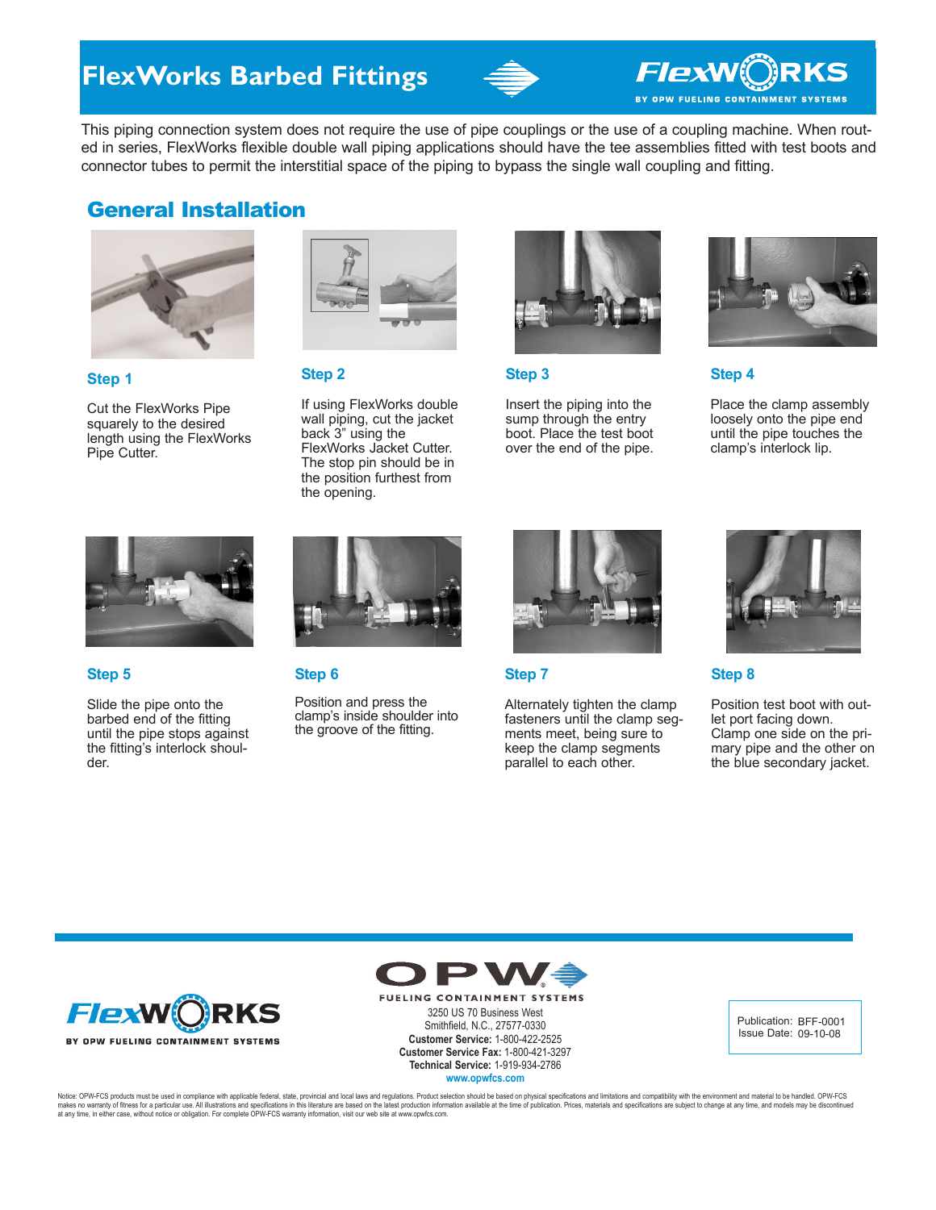# FlexWorks Barbed Fittings

This piping connection system does not require the use of pipe couplings or the use of a coupling machine. When routed in series, FlexWorks flexible double wall piping applications should have the tee assemblies fitted with test boots and connector tubes to permit the interstitial space of the piping to bypass the single wall coupling and fitting.

## General Installation

### Step 1

Cut the FlexWorks Pipe squarely to the desired length using the FlexWorks Pipe Cutter.

### Step 2

If using FlexWorks double wall piping, cut the jacket back 3" using the FlexWorks Jacket Cutter. The stop pin should be in the position furthest from the opening.

### Step 3

Insert the piping into the sump through the entry boot. Place the test boot over the end of the pipe.

### Step 4

Place the clamp assembly loosely onto the pipe end until the pipe touches the clamp's interlock lip.

### Step 5

Slide the pipe onto the barbed end of the fitting until the pipe stops against the fitting's interlock shoulder.

### Step 6

Position and press the clamp's inside shoulder into the groove of the fitting.

### Step 7

Alternately tighten the clamp fasteners until the clamp segments meet, being sure to keep the clamp segments parallel to each other.

### Step 8

Position test boot with outlet port facing down. Clamp one side on the primary pipe and the other on the blue secondary jacket.

---

FlexWorks BY OPW FUELING CONTAINMENT SYSTEMS

OPW FUELING CONTAINMENT SYSTEMS
3250 US 70 Business West
Smithfield, N.C., 27577-0330
**Customer Service:** 1-800-422-2525
**Customer Service Fax:** 1-800-421-3297
**Technical Service:** 1-919-934-2786
www.opwfcs.com

Publication: BFF-0001
Issue Date: 09-10-08

Notice: OPW-FCS products must be used in compliance with applicable federal, state, provincial and local laws and regulations. Product selection should be based on physical specifications and limitations and compatibility with the environment and material to be handled. OPW-FCS makes no warranty of fitness for a particular use. All illustrations and specifications in this literature are based on the latest production information available at the time of publication. Prices, materials and specifications are subject to change at any time, and models may be discontinued at any time, in either case, without notice or obligation. For complete OPW-FCS warranty information, visit our web site at www.opwfcs.com.